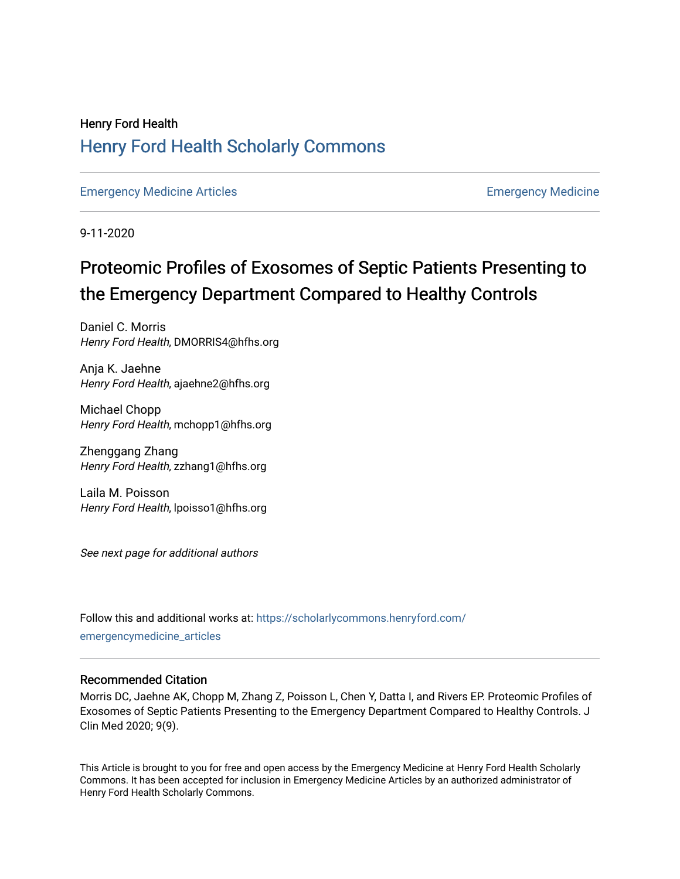Henry Ford Health

# Henry Ford Health Scholarly Commons

Emergency Medicine Articles | Emergency Medicine

9-11-2020

# Proteomic Profiles of Exosomes of Septic Patients Presenting to the Emergency Department Compared to Healthy Controls

Daniel C. Morris
*Henry Ford Health*, DMORRIS4@hfhs.org

Anja K. Jaehne
*Henry Ford Health*, ajaehne2@hfhs.org

Michael Chopp
*Henry Ford Health*, mchopp1@hfhs.org

Zhenggang Zhang
*Henry Ford Health*, zzhang1@hfhs.org

Laila M. Poisson
*Henry Ford Health*, lpoisso1@hfhs.org

*See next page for additional authors*

Follow this and additional works at: https://scholarlycommons.henryford.com/emergencymedicine_articles

## Recommended Citation

Morris DC, Jaehne AK, Chopp M, Zhang Z, Poisson L, Chen Y, Datta I, and Rivers EP. Proteomic Profiles of Exosomes of Septic Patients Presenting to the Emergency Department Compared to Healthy Controls. J Clin Med 2020; 9(9).

This Article is brought to you for free and open access by the Emergency Medicine at Henry Ford Health Scholarly Commons. It has been accepted for inclusion in Emergency Medicine Articles by an authorized administrator of Henry Ford Health Scholarly Commons.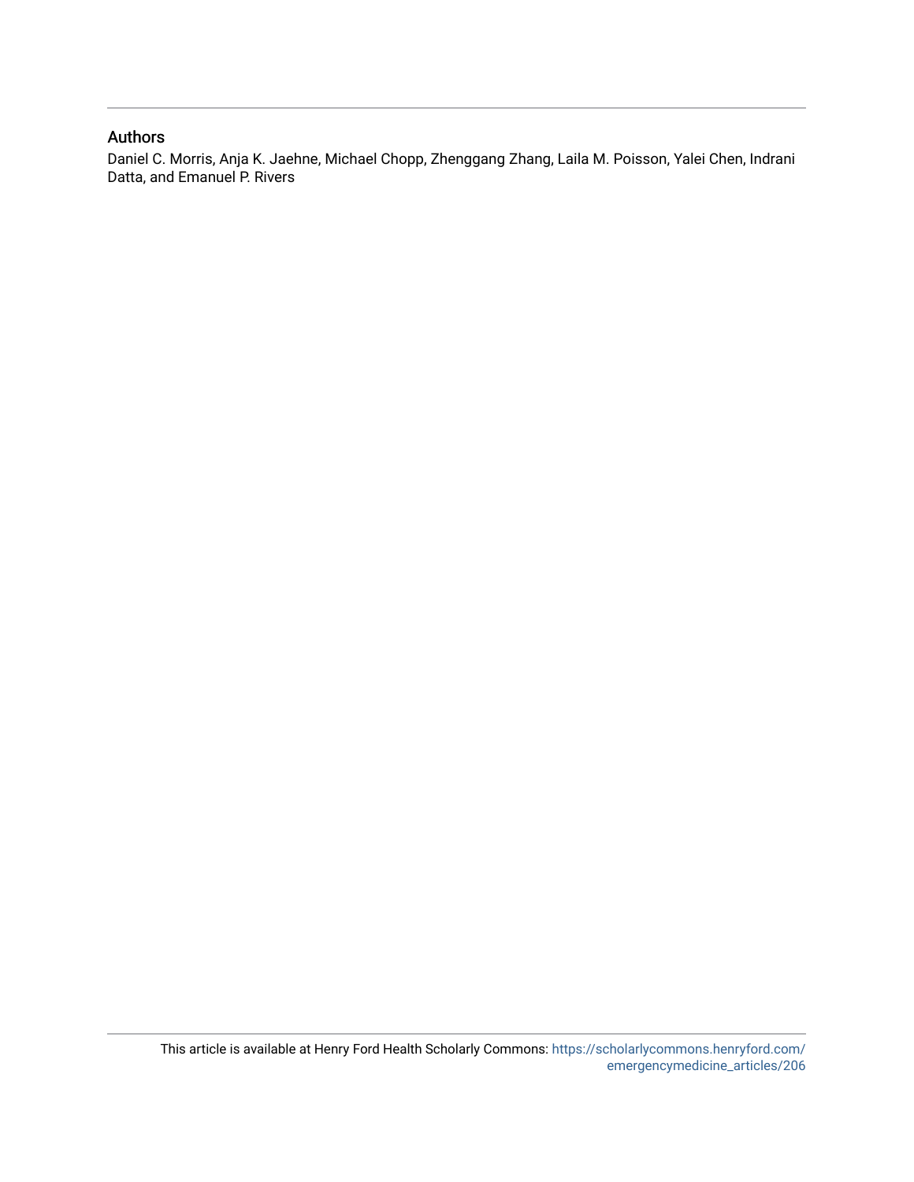## Authors

Daniel C. Morris, Anja K. Jaehne, Michael Chopp, Zhenggang Zhang, Laila M. Poisson, Yalei Chen, Indrani Datta, and Emanuel P. Rivers

This article is available at Henry Ford Health Scholarly Commons: https://scholarlycommons.henryford.com/emergencymedicine_articles/206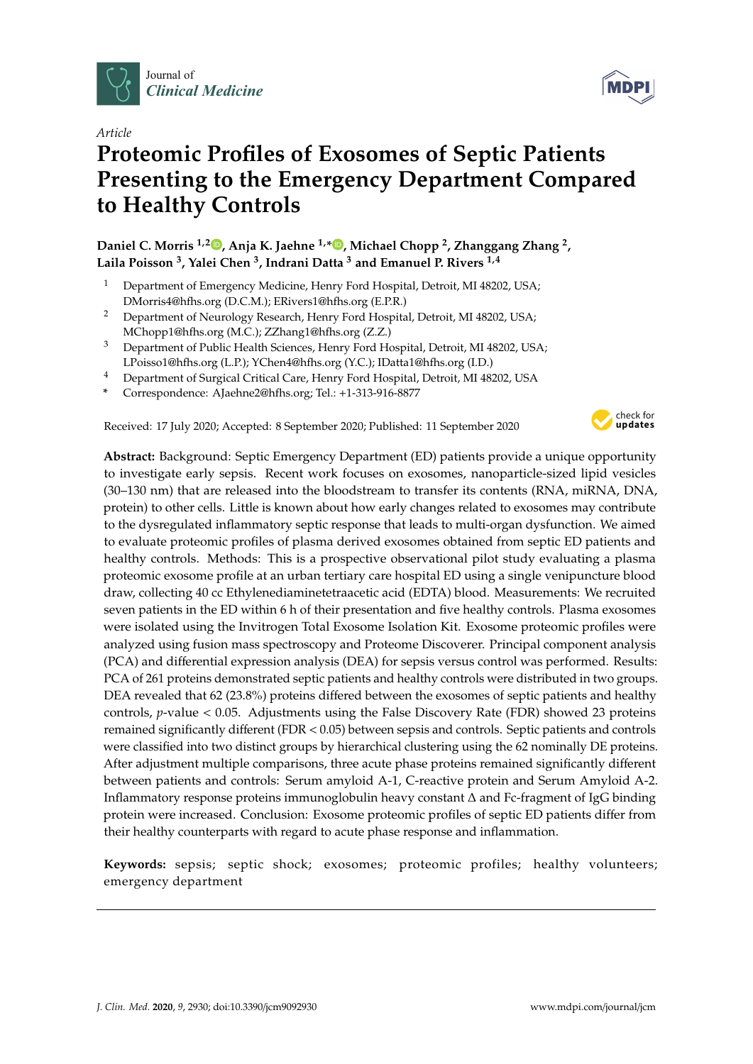Article

# Proteomic Profiles of Exosomes of Septic Patients Presenting to the Emergency Department Compared to Healthy Controls

**Daniel C. Morris [1,2], Anja K. Jaehne [1,*], Michael Chopp [2], Zhanggang Zhang [2], Laila Poisson [3], Yalei Chen [3], Indrani Datta [3] and Emanuel P. Rivers [1,4]**

1. Department of Emergency Medicine, Henry Ford Hospital, Detroit, MI 48202, USA; DMorris4@hfhs.org (D.C.M.); ERivers1@hfhs.org (E.P.R.)
2. Department of Neurology Research, Henry Ford Hospital, Detroit, MI 48202, USA; MChopp1@hfhs.org (M.C.); ZZhang1@hfhs.org (Z.Z.)
3. Department of Public Health Sciences, Henry Ford Hospital, Detroit, MI 48202, USA; LPoisso1@hfhs.org (L.P.); YChen4@hfhs.org (Y.C.); IDatta1@hfhs.org (I.D.)
4. Department of Surgical Critical Care, Henry Ford Hospital, Detroit, MI 48202, USA

\* Correspondence: AJaehne2@hfhs.org; Tel.: +1-313-916-8877

Received: 17 July 2020; Accepted: 8 September 2020; Published: 11 September 2020

**Abstract:** Background: Septic Emergency Department (ED) patients provide a unique opportunity to investigate early sepsis. Recent work focuses on exosomes, nanoparticle-sized lipid vesicles (30–130 nm) that are released into the bloodstream to transfer its contents (RNA, miRNA, DNA, protein) to other cells. Little is known about how early changes related to exosomes may contribute to the dysregulated inflammatory septic response that leads to multi-organ dysfunction. We aimed to evaluate proteomic profiles of plasma derived exosomes obtained from septic ED patients and healthy controls. Methods: This is a prospective observational pilot study evaluating a plasma proteomic exosome profile at an urban tertiary care hospital ED using a single venipuncture blood draw, collecting 40 cc Ethylenediaminetetraacetic acid (EDTA) blood. Measurements: We recruited seven patients in the ED within 6 h of their presentation and five healthy controls. Plasma exosomes were isolated using the Invitrogen Total Exosome Isolation Kit. Exosome proteomic profiles were analyzed using fusion mass spectroscopy and Proteome Discoverer. Principal component analysis (PCA) and differential expression analysis (DEA) for sepsis versus control was performed. Results: PCA of 261 proteins demonstrated septic patients and healthy controls were distributed in two groups. DEA revealed that 62 (23.8%) proteins differed between the exosomes of septic patients and healthy controls, *p*-value < 0.05. Adjustments using the False Discovery Rate (FDR) showed 23 proteins remained significantly different (FDR < 0.05) between sepsis and controls. Septic patients and controls were classified into two distinct groups by hierarchical clustering using the 62 nominally DE proteins. After adjustment multiple comparisons, three acute phase proteins remained significantly different between patients and controls: Serum amyloid A-1, C-reactive protein and Serum Amyloid A-2. Inflammatory response proteins immunoglobulin heavy constant Δ and Fc-fragment of IgG binding protein were increased. Conclusion: Exosome proteomic profiles of septic ED patients differ from their healthy counterparts with regard to acute phase response and inflammation.

**Keywords:** sepsis; septic shock; exosomes; proteomic profiles; healthy volunteers; emergency department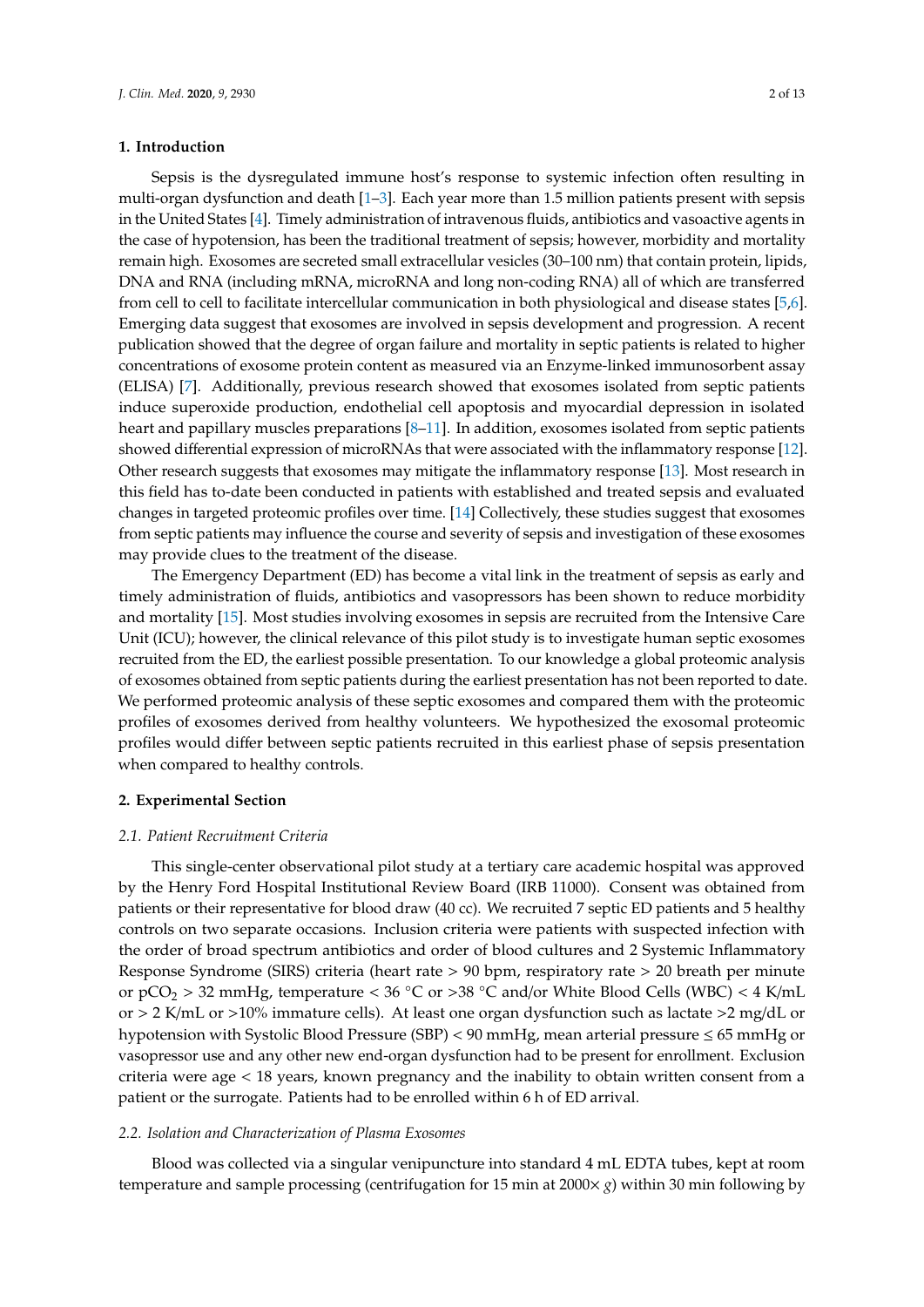## 1. Introduction

Sepsis is the dysregulated immune host's response to systemic infection often resulting in multi-organ dysfunction and death [1–3]. Each year more than 1.5 million patients present with sepsis in the United States [4]. Timely administration of intravenous fluids, antibiotics and vasoactive agents in the case of hypotension, has been the traditional treatment of sepsis; however, morbidity and mortality remain high. Exosomes are secreted small extracellular vesicles (30–100 nm) that contain protein, lipids, DNA and RNA (including mRNA, microRNA and long non-coding RNA) all of which are transferred from cell to cell to facilitate intercellular communication in both physiological and disease states [5,6]. Emerging data suggest that exosomes are involved in sepsis development and progression. A recent publication showed that the degree of organ failure and mortality in septic patients is related to higher concentrations of exosome protein content as measured via an Enzyme-linked immunosorbent assay (ELISA) [7]. Additionally, previous research showed that exosomes isolated from septic patients induce superoxide production, endothelial cell apoptosis and myocardial depression in isolated heart and papillary muscles preparations [8–11]. In addition, exosomes isolated from septic patients showed differential expression of microRNAs that were associated with the inflammatory response [12]. Other research suggests that exosomes may mitigate the inflammatory response [13]. Most research in this field has to-date been conducted in patients with established and treated sepsis and evaluated changes in targeted proteomic profiles over time. [14] Collectively, these studies suggest that exosomes from septic patients may influence the course and severity of sepsis and investigation of these exosomes may provide clues to the treatment of the disease.

The Emergency Department (ED) has become a vital link in the treatment of sepsis as early and timely administration of fluids, antibiotics and vasopressors has been shown to reduce morbidity and mortality [15]. Most studies involving exosomes in sepsis are recruited from the Intensive Care Unit (ICU); however, the clinical relevance of this pilot study is to investigate human septic exosomes recruited from the ED, the earliest possible presentation. To our knowledge a global proteomic analysis of exosomes obtained from septic patients during the earliest presentation has not been reported to date. We performed proteomic analysis of these septic exosomes and compared them with the proteomic profiles of exosomes derived from healthy volunteers. We hypothesized the exosomal proteomic profiles would differ between septic patients recruited in this earliest phase of sepsis presentation when compared to healthy controls.

## 2. Experimental Section

### *2.1. Patient Recruitment Criteria*

This single-center observational pilot study at a tertiary care academic hospital was approved by the Henry Ford Hospital Institutional Review Board (IRB 11000). Consent was obtained from patients or their representative for blood draw (40 cc). We recruited 7 septic ED patients and 5 healthy controls on two separate occasions. Inclusion criteria were patients with suspected infection with the order of broad spectrum antibiotics and order of blood cultures and 2 Systemic Inflammatory Response Syndrome (SIRS) criteria (heart rate > 90 bpm, respiratory rate > 20 breath per minute or $pCO_2$ > 32 mmHg, temperature < 36 °C or >38 °C and/or White Blood Cells (WBC) < 4 K/mL or > 2 K/mL or >10% immature cells). At least one organ dysfunction such as lactate >2 mg/dL or hypotension with Systolic Blood Pressure (SBP) < 90 mmHg, mean arterial pressure ≤ 65 mmHg or vasopressor use and any other new end-organ dysfunction had to be present for enrollment. Exclusion criteria were age < 18 years, known pregnancy and the inability to obtain written consent from a patient or the surrogate. Patients had to be enrolled within 6 h of ED arrival.

### *2.2. Isolation and Characterization of Plasma Exosomes*

Blood was collected via a singular venipuncture into standard 4 mL EDTA tubes, kept at room temperature and sample processing (centrifugation for 15 min at 2000× *g*) within 30 min following by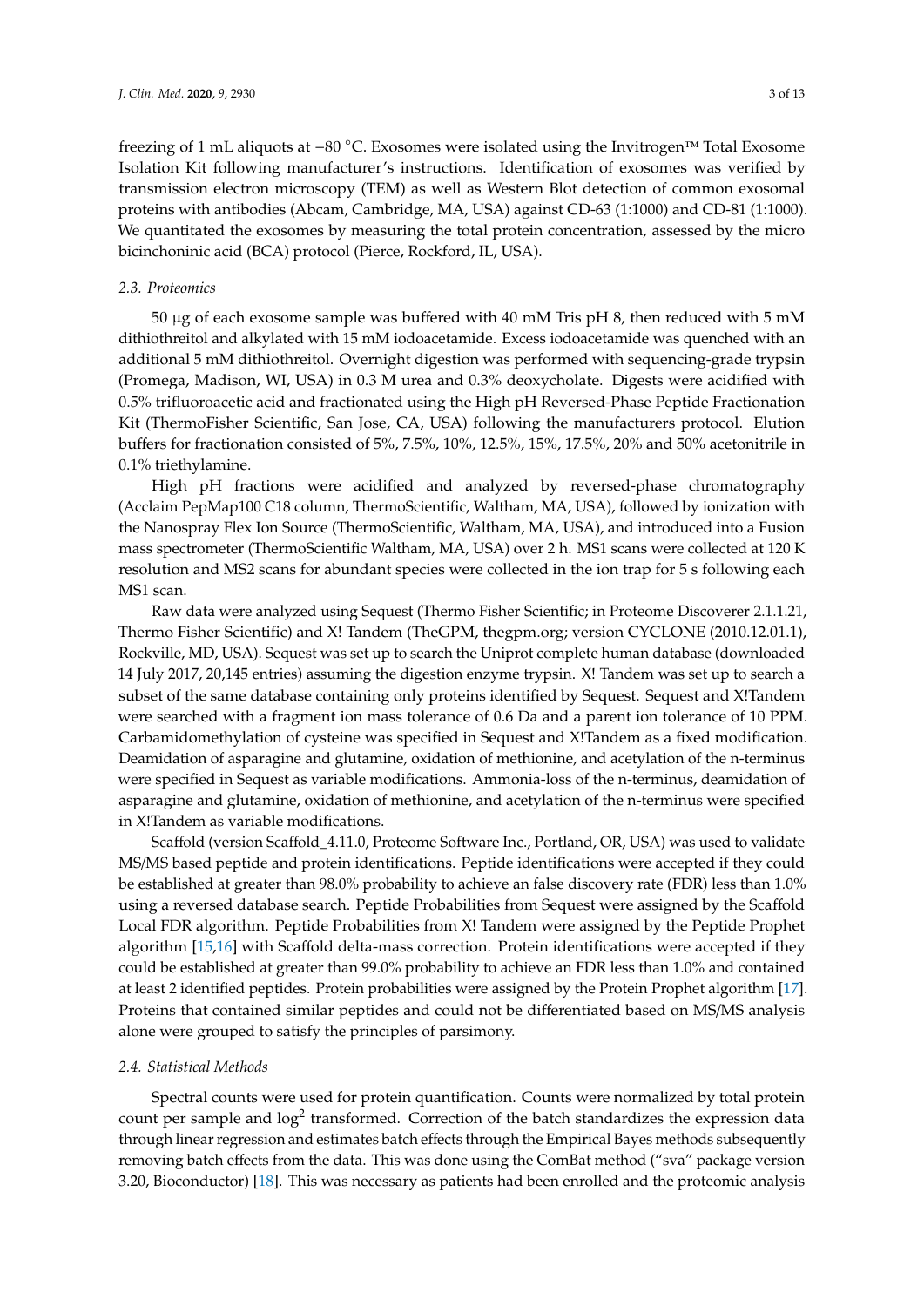freezing of 1 mL aliquots at −80 °C. Exosomes were isolated using the Invitrogen™ Total Exosome Isolation Kit following manufacturer's instructions. Identification of exosomes was verified by transmission electron microscopy (TEM) as well as Western Blot detection of common exosomal proteins with antibodies (Abcam, Cambridge, MA, USA) against CD-63 (1:1000) and CD-81 (1:1000). We quantitated the exosomes by measuring the total protein concentration, assessed by the micro bicinchoninic acid (BCA) protocol (Pierce, Rockford, IL, USA).

### *2.3. Proteomics*

50 µg of each exosome sample was buffered with 40 mM Tris pH 8, then reduced with 5 mM dithiothreitol and alkylated with 15 mM iodoacetamide. Excess iodoacetamide was quenched with an additional 5 mM dithiothreitol. Overnight digestion was performed with sequencing-grade trypsin (Promega, Madison, WI, USA) in 0.3 M urea and 0.3% deoxycholate. Digests were acidified with 0.5% trifluoroacetic acid and fractionated using the High pH Reversed-Phase Peptide Fractionation Kit (ThermoFisher Scientific, San Jose, CA, USA) following the manufacturers protocol. Elution buffers for fractionation consisted of 5%, 7.5%, 10%, 12.5%, 15%, 17.5%, 20% and 50% acetonitrile in 0.1% triethylamine.

High pH fractions were acidified and analyzed by reversed-phase chromatography (Acclaim PepMap100 C18 column, ThermoScientific, Waltham, MA, USA), followed by ionization with the Nanospray Flex Ion Source (ThermoScientific, Waltham, MA, USA), and introduced into a Fusion mass spectrometer (ThermoScientific Waltham, MA, USA) over 2 h. MS1 scans were collected at 120 K resolution and MS2 scans for abundant species were collected in the ion trap for 5 s following each MS1 scan.

Raw data were analyzed using Sequest (Thermo Fisher Scientific; in Proteome Discoverer 2.1.1.21, Thermo Fisher Scientific) and X! Tandem (TheGPM, thegpm.org; version CYCLONE (2010.12.01.1), Rockville, MD, USA). Sequest was set up to search the Uniprot complete human database (downloaded 14 July 2017, 20,145 entries) assuming the digestion enzyme trypsin. X! Tandem was set up to search a subset of the same database containing only proteins identified by Sequest. Sequest and X!Tandem were searched with a fragment ion mass tolerance of 0.6 Da and a parent ion tolerance of 10 PPM. Carbamidomethylation of cysteine was specified in Sequest and X!Tandem as a fixed modification. Deamidation of asparagine and glutamine, oxidation of methionine, and acetylation of the n-terminus were specified in Sequest as variable modifications. Ammonia-loss of the n-terminus, deamidation of asparagine and glutamine, oxidation of methionine, and acetylation of the n-terminus were specified in X!Tandem as variable modifications.

Scaffold (version Scaffold_4.11.0, Proteome Software Inc., Portland, OR, USA) was used to validate MS/MS based peptide and protein identifications. Peptide identifications were accepted if they could be established at greater than 98.0% probability to achieve an false discovery rate (FDR) less than 1.0% using a reversed database search. Peptide Probabilities from Sequest were assigned by the Scaffold Local FDR algorithm. Peptide Probabilities from X! Tandem were assigned by the Peptide Prophet algorithm [15,16] with Scaffold delta-mass correction. Protein identifications were accepted if they could be established at greater than 99.0% probability to achieve an FDR less than 1.0% and contained at least 2 identified peptides. Protein probabilities were assigned by the Protein Prophet algorithm [17]. Proteins that contained similar peptides and could not be differentiated based on MS/MS analysis alone were grouped to satisfy the principles of parsimony.

### *2.4. Statistical Methods*

Spectral counts were used for protein quantification. Counts were normalized by total protein count per sample and $\log^2$ transformed. Correction of the batch standardizes the expression data through linear regression and estimates batch effects through the Empirical Bayes methods subsequently removing batch effects from the data. This was done using the ComBat method ("sva" package version 3.20, Bioconductor) [18]. This was necessary as patients had been enrolled and the proteomic analysis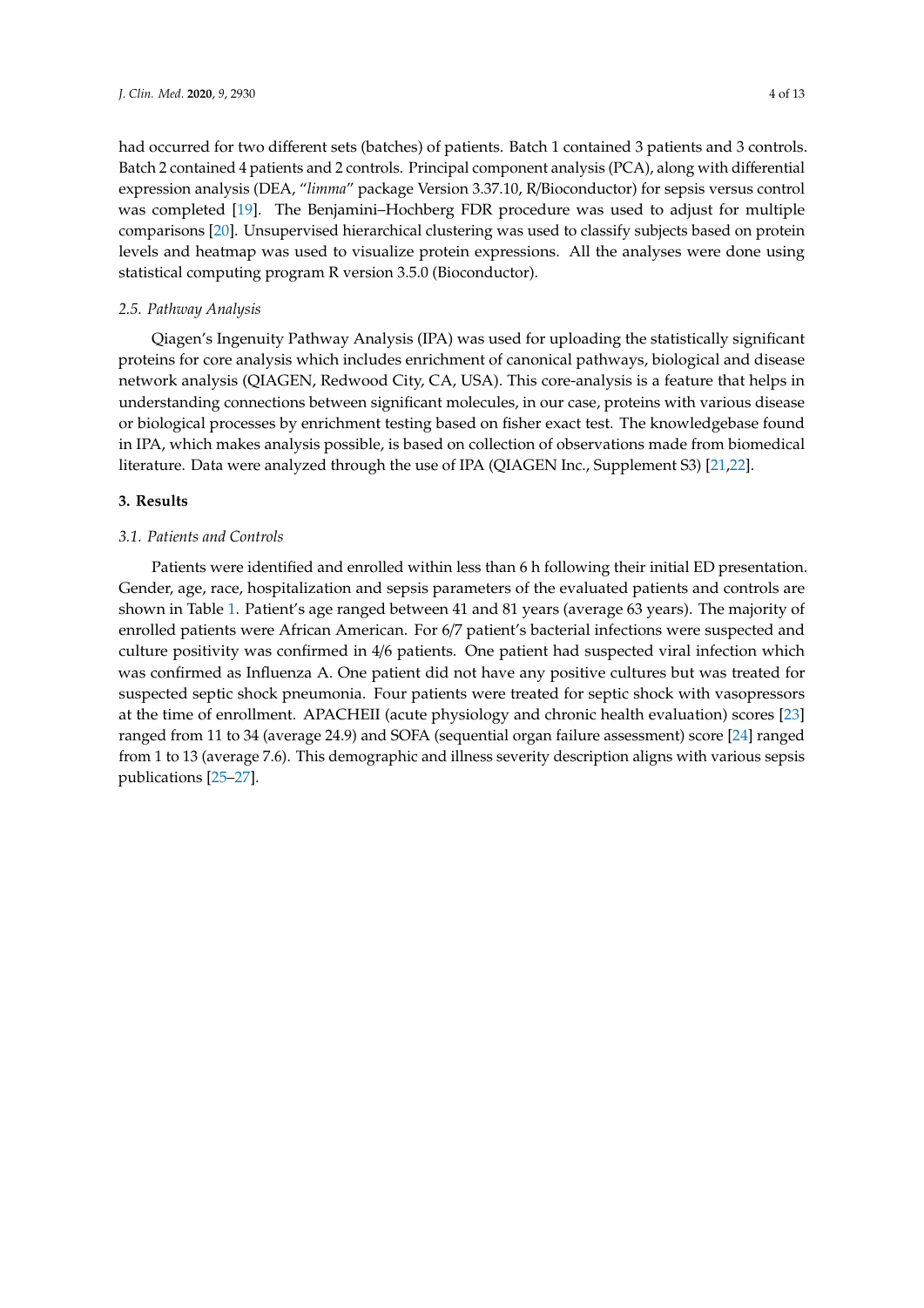had occurred for two different sets (batches) of patients. Batch 1 contained 3 patients and 3 controls. Batch 2 contained 4 patients and 2 controls. Principal component analysis (PCA), along with differential expression analysis (DEA, "*limma*" package Version 3.37.10, R/Bioconductor) for sepsis versus control was completed [19]. The Benjamini–Hochberg FDR procedure was used to adjust for multiple comparisons [20]. Unsupervised hierarchical clustering was used to classify subjects based on protein levels and heatmap was used to visualize protein expressions. All the analyses were done using statistical computing program R version 3.5.0 (Bioconductor).

### *2.5. Pathway Analysis*

Qiagen's Ingenuity Pathway Analysis (IPA) was used for uploading the statistically significant proteins for core analysis which includes enrichment of canonical pathways, biological and disease network analysis (QIAGEN, Redwood City, CA, USA). This core-analysis is a feature that helps in understanding connections between significant molecules, in our case, proteins with various disease or biological processes by enrichment testing based on fisher exact test. The knowledgebase found in IPA, which makes analysis possible, is based on collection of observations made from biomedical literature. Data were analyzed through the use of IPA (QIAGEN Inc., Supplement S3) [21,22].

## **3. Results**

### *3.1. Patients and Controls*

Patients were identified and enrolled within less than 6 h following their initial ED presentation. Gender, age, race, hospitalization and sepsis parameters of the evaluated patients and controls are shown in Table 1. Patient's age ranged between 41 and 81 years (average 63 years). The majority of enrolled patients were African American. For 6/7 patient's bacterial infections were suspected and culture positivity was confirmed in 4/6 patients. One patient had suspected viral infection which was confirmed as Influenza A. One patient did not have any positive cultures but was treated for suspected septic shock pneumonia. Four patients were treated for septic shock with vasopressors at the time of enrollment. APACHEII (acute physiology and chronic health evaluation) scores [23] ranged from 11 to 34 (average 24.9) and SOFA (sequential organ failure assessment) score [24] ranged from 1 to 13 (average 7.6). This demographic and illness severity description aligns with various sepsis publications [25–27].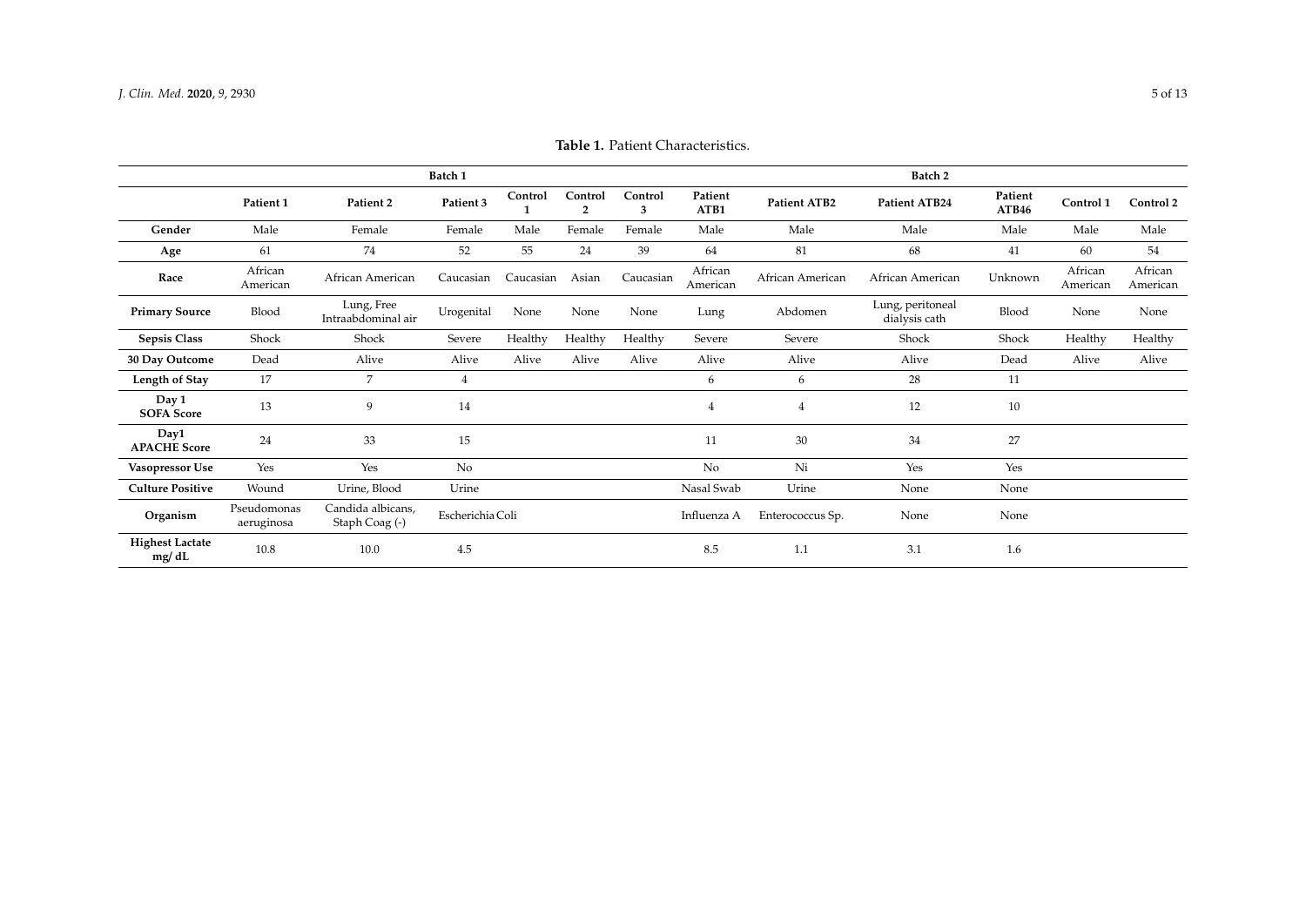**Table 1.** Patient Characteristics.

| | Batch 1 | | | | | | Batch 2 | | | | | |
|---|---|---|---|---|---|---|---|---|---|---|---|---|
| | **Patient 1** | **Patient 2** | **Patient 3** | **Control 1** | **Control 2** | **Control 3** | **Patient ATB1** | **Patient ATB2** | **Patient ATB24** | **Patient ATB46** | **Control 1** | **Control 2** |
| **Gender** | Male | Female | Female | Male | Female | Female | Male | Male | Male | Male | Male | Male |
| **Age** | 61 | 74 | 52 | 55 | 24 | 39 | 64 | 81 | 68 | 41 | 60 | 54 |
| **Race** | African American | African American | Caucasian | Caucasian | Asian | Caucasian | African American | African American | African American | Unknown | African American | African American |
| **Primary Source** | Blood | Lung, Free Intraabdominal air | Urogenital | None | None | None | Lung | Abdomen | Lung, peritoneal dialysis cath | Blood | None | None |
| **Sepsis Class** | Shock | Shock | Severe | Healthy | Healthy | Healthy | Severe | Severe | Shock | Shock | Healthy | Healthy |
| **30 Day Outcome** | Dead | Alive | Alive | Alive | Alive | Alive | Alive | Alive | Alive | Dead | Alive | Alive |
| **Length of Stay** | 17 | 7 | 4 | | | | 6 | 6 | 28 | 11 | | |
| **Day 1 SOFA Score** | 13 | 9 | 14 | | | | 4 | 4 | 12 | 10 | | |
| **Day1 APACHE Score** | 24 | 33 | 15 | | | | 11 | 30 | 34 | 27 | | |
| **Vasopressor Use** | Yes | Yes | No | | | | No | Ni | Yes | Yes | | |
| **Culture Positive** | Wound | Urine, Blood | Urine | | | | Nasal Swab | Urine | None | None | | |
| **Organism** | Pseudomonas aeruginosa | Candida albicans, Staph Coag (-) | Escherichia Coli | | | | Influenza A | Enterococcus Sp. | None | None | | |
| **Highest Lactate mg/ dL** | 10.8 | 10.0 | 4.5 | | | | 8.5 | 1.1 | 3.1 | 1.6 | | |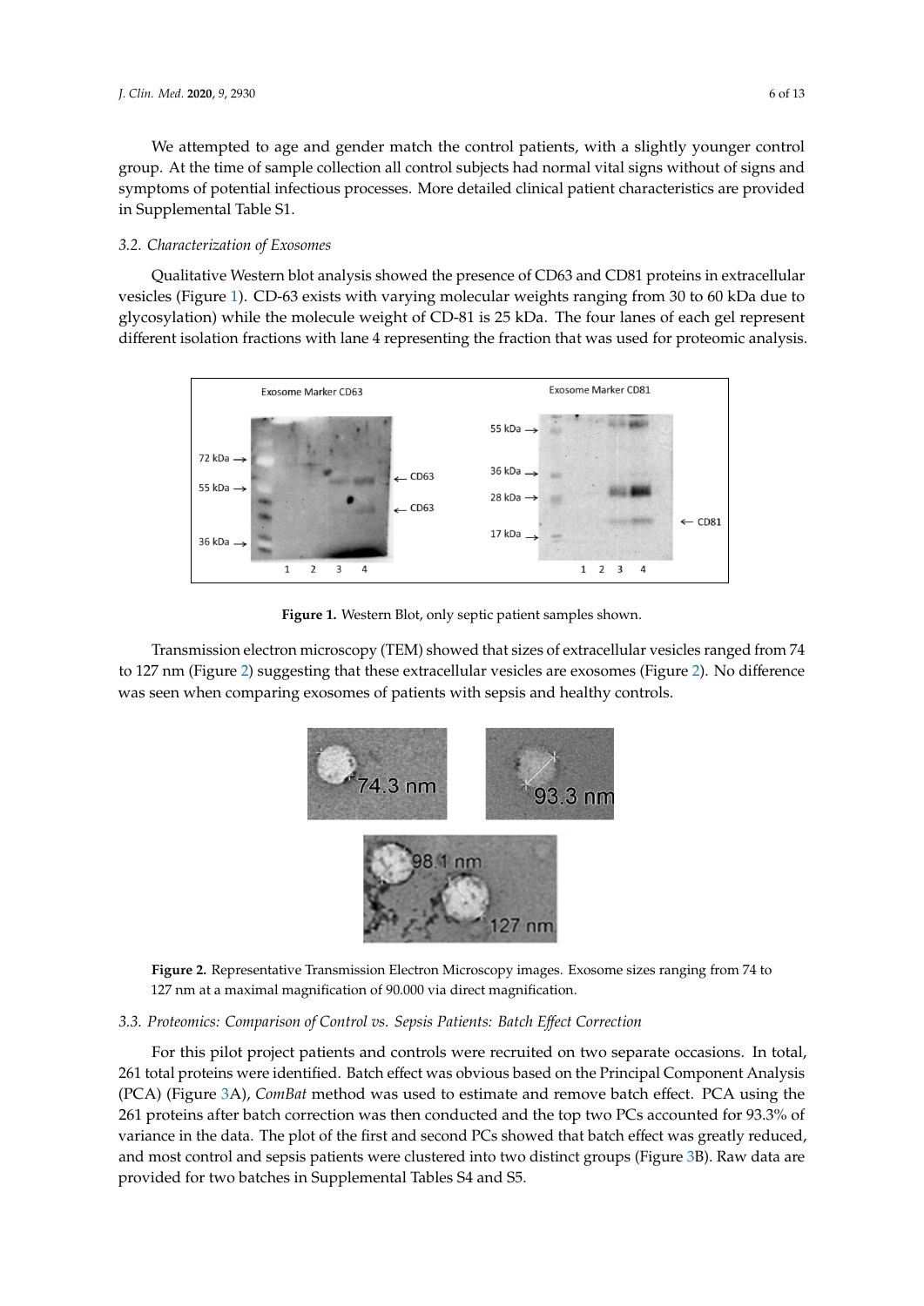We attempted to age and gender match the control patients, with a slightly younger control group. At the time of sample collection all control subjects had normal vital signs without of signs and symptoms of potential infectious processes. More detailed clinical patient characteristics are provided in Supplemental Table S1.

### 3.2. Characterization of Exosomes

Qualitative Western blot analysis showed the presence of CD63 and CD81 proteins in extracellular vesicles (Figure 1). CD-63 exists with varying molecular weights ranging from 30 to 60 kDa due to glycosylation) while the molecule weight of CD-81 is 25 kDa. The four lanes of each gel represent different isolation fractions with lane 4 representing the fraction that was used for proteomic analysis.

**Figure 1.** Western Blot, only septic patient samples shown.

Transmission electron microscopy (TEM) showed that sizes of extracellular vesicles ranged from 74 to 127 nm (Figure 2) suggesting that these extracellular vesicles are exosomes (Figure 2). No difference was seen when comparing exosomes of patients with sepsis and healthy controls.

**Figure 2.** Representative Transmission Electron Microscopy images. Exosome sizes ranging from 74 to 127 nm at a maximal magnification of 90.000 via direct magnification.

### 3.3. Proteomics: Comparison of Control vs. Sepsis Patients: Batch Effect Correction

For this pilot project patients and controls were recruited on two separate occasions. In total, 261 total proteins were identified. Batch effect was obvious based on the Principal Component Analysis (PCA) (Figure 3A), *ComBat* method was used to estimate and remove batch effect. PCA using the 261 proteins after batch correction was then conducted and the top two PCs accounted for 93.3% of variance in the data. The plot of the first and second PCs showed that batch effect was greatly reduced, and most control and sepsis patients were clustered into two distinct groups (Figure 3B). Raw data are provided for two batches in Supplemental Tables S4 and S5.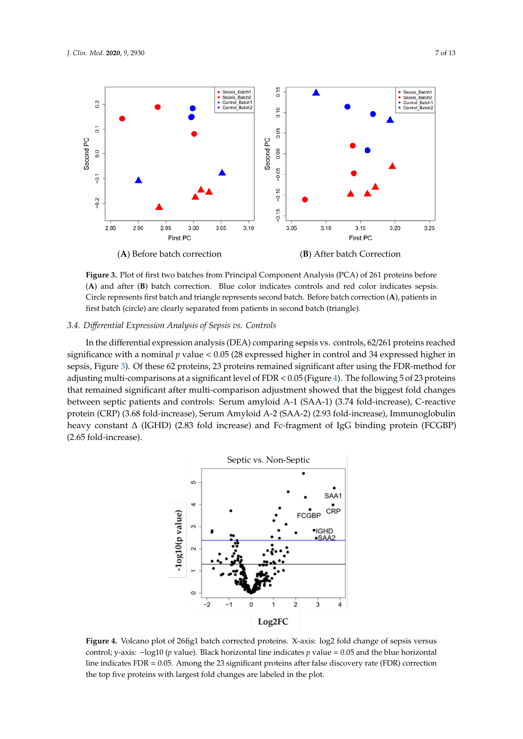(**A**) Before batch correction (**B**) After batch Correction

**Figure 3.** Plot of first two batches from Principal Component Analysis (PCA) of 261 proteins before (**A**) and after (**B**) batch correction. Blue color indicates controls and red color indicates sepsis. Circle represents first batch and triangle represents second batch. Before batch correction (**A**), patients in first batch (circle) are clearly separated from patients in second batch (triangle).

### 3.4. Differential Expression Analysis of Sepsis vs. Controls

In the differential expression analysis (DEA) comparing sepsis vs. controls, 62/261 proteins reached significance with a nominal $p$ value < 0.05 (28 expressed higher in control and 34 expressed higher in sepsis, Figure 3). Of these 62 proteins, 23 proteins remained significant after using the FDR-method for adjusting multi-comparisons at a significant level of FDR < 0.05 (Figure 4). The following 5 of 23 proteins that remained significant after multi-comparison adjustment showed that the biggest fold changes between septic patients and controls: Serum amyloid A-1 (SAA-1) (3.74 fold-increase), C-reactive protein (CRP) (3.68 fold-increase), Serum Amyloid A-2 (SAA-2) (2.93 fold-increase), Immunoglobulin heavy constant Δ (IGHD) (2.83 fold increase) and Fc-fragment of IgG binding protein (FCGBP) (2.65 fold-increase).

**Figure 4.** Volcano plot of 26fig1 batch corrected proteins. X-axis: log2 fold change of sepsis versus control; y-axis: −log10 ($p$ value). Black horizontal line indicates $p$ value = 0.05 and the blue horizontal line indicates FDR = 0.05. Among the 23 significant proteins after false discovery rate (FDR) correction the top five proteins with largest fold changes are labeled in the plot.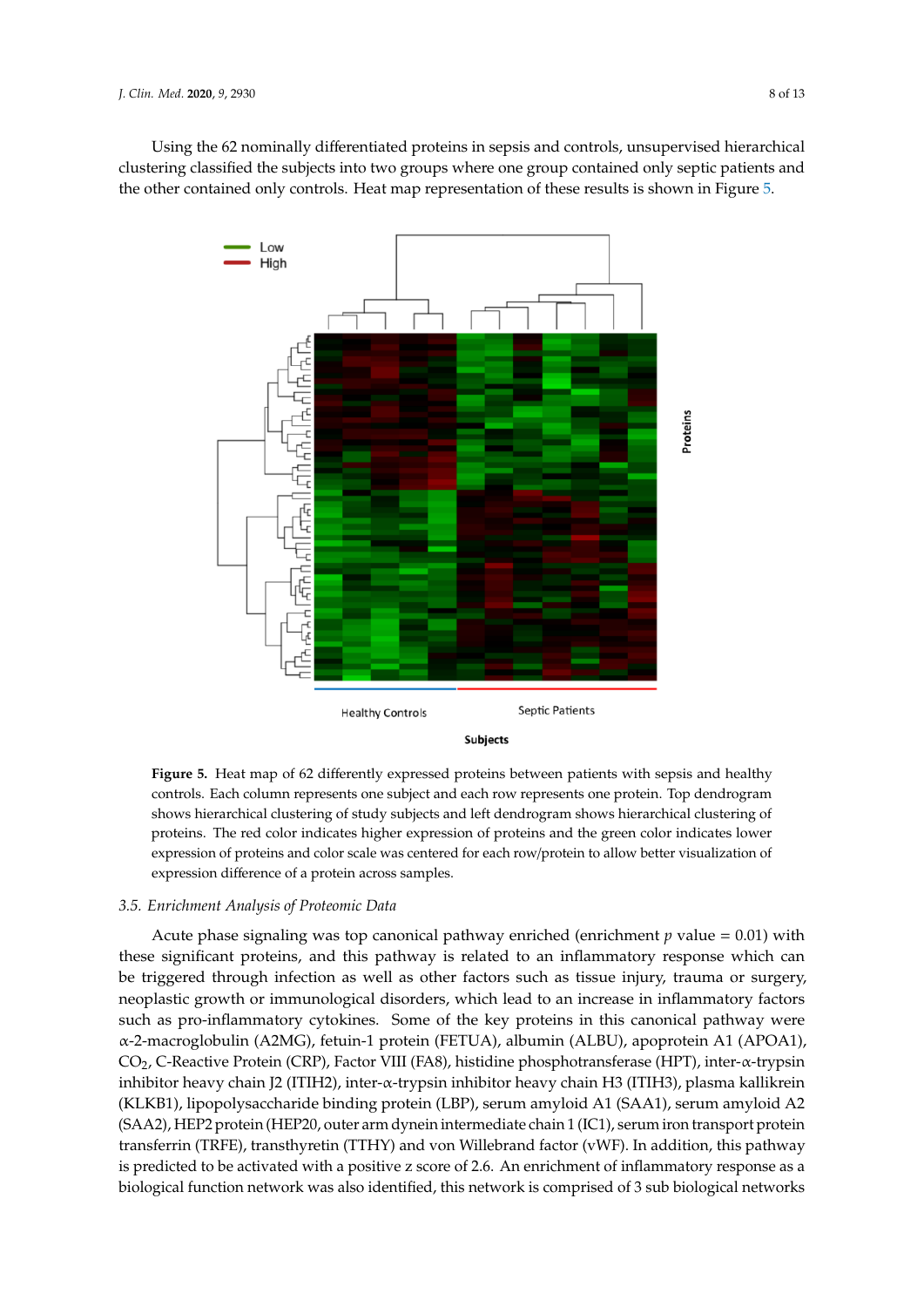Using the 62 nominally differentiated proteins in sepsis and controls, unsupervised hierarchical clustering classified the subjects into two groups where one group contained only septic patients and the other contained only controls. Heat map representation of these results is shown in Figure 5.

**Figure 5.** Heat map of 62 differently expressed proteins between patients with sepsis and healthy controls. Each column represents one subject and each row represents one protein. Top dendrogram shows hierarchical clustering of study subjects and left dendrogram shows hierarchical clustering of proteins. The red color indicates higher expression of proteins and the green color indicates lower expression of proteins and color scale was centered for each row/protein to allow better visualization of expression difference of a protein across samples.

### 3.5. Enrichment Analysis of Proteomic Data

Acute phase signaling was top canonical pathway enriched (enrichment $p$ value = 0.01) with these significant proteins, and this pathway is related to an inflammatory response which can be triggered through infection as well as other factors such as tissue injury, trauma or surgery, neoplastic growth or immunological disorders, which lead to an increase in inflammatory factors such as pro-inflammatory cytokines. Some of the key proteins in this canonical pathway were α-2-macroglobulin (A2MG), fetuin-1 protein (FETUA), albumin (ALBU), apoprotein A1 (APOA1), $CO_2$, C-Reactive Protein (CRP), Factor VIII (FA8), histidine phosphotransferase (HPT), inter-α-trypsin inhibitor heavy chain J2 (ITIH2), inter-α-trypsin inhibitor heavy chain H3 (ITIH3), plasma kallikrein (KLKB1), lipopolysaccharide binding protein (LBP), serum amyloid A1 (SAA1), serum amyloid A2 (SAA2), HEP2 protein (HEP20, outer arm dynein intermediate chain 1 (IC1), serum iron transport protein transferrin (TRFE), transthyretin (TTHY) and von Willebrand factor (vWF). In addition, this pathway is predicted to be activated with a positive z score of 2.6. An enrichment of inflammatory response as a biological function network was also identified, this network is comprised of 3 sub biological networks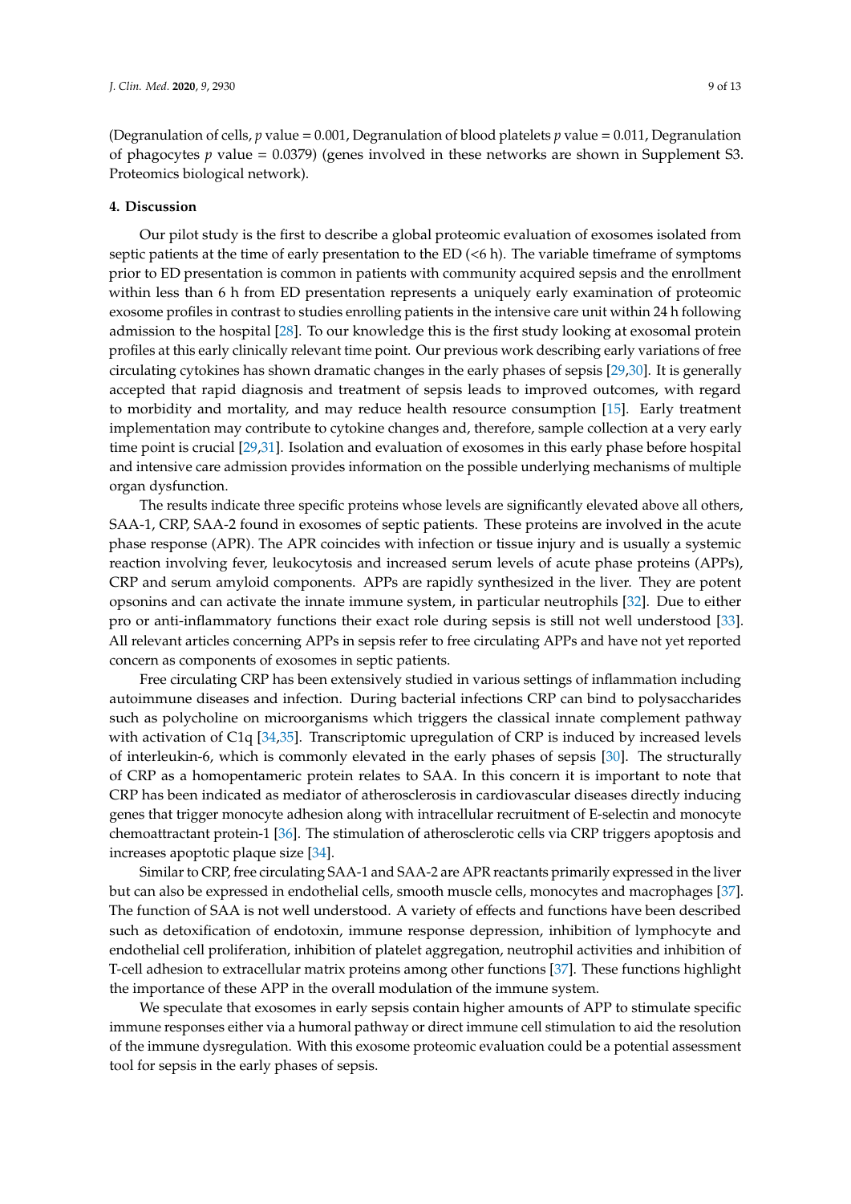(Degranulation of cells, $p$ value = 0.001, Degranulation of blood platelets $p$ value = 0.011, Degranulation of phagocytes $p$ value = 0.0379) (genes involved in these networks are shown in Supplement S3. Proteomics biological network).

## 4. Discussion

Our pilot study is the first to describe a global proteomic evaluation of exosomes isolated from septic patients at the time of early presentation to the ED (<6 h). The variable timeframe of symptoms prior to ED presentation is common in patients with community acquired sepsis and the enrollment within less than 6 h from ED presentation represents a uniquely early examination of proteomic exosome profiles in contrast to studies enrolling patients in the intensive care unit within 24 h following admission to the hospital [28]. To our knowledge this is the first study looking at exosomal protein profiles at this early clinically relevant time point. Our previous work describing early variations of free circulating cytokines has shown dramatic changes in the early phases of sepsis [29,30]. It is generally accepted that rapid diagnosis and treatment of sepsis leads to improved outcomes, with regard to morbidity and mortality, and may reduce health resource consumption [15]. Early treatment implementation may contribute to cytokine changes and, therefore, sample collection at a very early time point is crucial [29,31]. Isolation and evaluation of exosomes in this early phase before hospital and intensive care admission provides information on the possible underlying mechanisms of multiple organ dysfunction.

The results indicate three specific proteins whose levels are significantly elevated above all others, SAA-1, CRP, SAA-2 found in exosomes of septic patients. These proteins are involved in the acute phase response (APR). The APR coincides with infection or tissue injury and is usually a systemic reaction involving fever, leukocytosis and increased serum levels of acute phase proteins (APPs), CRP and serum amyloid components. APPs are rapidly synthesized in the liver. They are potent opsonins and can activate the innate immune system, in particular neutrophils [32]. Due to either pro or anti-inflammatory functions their exact role during sepsis is still not well understood [33]. All relevant articles concerning APPs in sepsis refer to free circulating APPs and have not yet reported concern as components of exosomes in septic patients.

Free circulating CRP has been extensively studied in various settings of inflammation including autoimmune diseases and infection. During bacterial infections CRP can bind to polysaccharides such as polycholine on microorganisms which triggers the classical innate complement pathway with activation of C1q [34,35]. Transcriptomic upregulation of CRP is induced by increased levels of interleukin-6, which is commonly elevated in the early phases of sepsis [30]. The structurally of CRP as a homopentameric protein relates to SAA. In this concern it is important to note that CRP has been indicated as mediator of atherosclerosis in cardiovascular diseases directly inducing genes that trigger monocyte adhesion along with intracellular recruitment of E-selectin and monocyte chemoattractant protein-1 [36]. The stimulation of atherosclerotic cells via CRP triggers apoptosis and increases apoptotic plaque size [34].

Similar to CRP, free circulating SAA-1 and SAA-2 are APR reactants primarily expressed in the liver but can also be expressed in endothelial cells, smooth muscle cells, monocytes and macrophages [37]. The function of SAA is not well understood. A variety of effects and functions have been described such as detoxification of endotoxin, immune response depression, inhibition of lymphocyte and endothelial cell proliferation, inhibition of platelet aggregation, neutrophil activities and inhibition of T-cell adhesion to extracellular matrix proteins among other functions [37]. These functions highlight the importance of these APP in the overall modulation of the immune system.

We speculate that exosomes in early sepsis contain higher amounts of APP to stimulate specific immune responses either via a humoral pathway or direct immune cell stimulation to aid the resolution of the immune dysregulation. With this exosome proteomic evaluation could be a potential assessment tool for sepsis in the early phases of sepsis.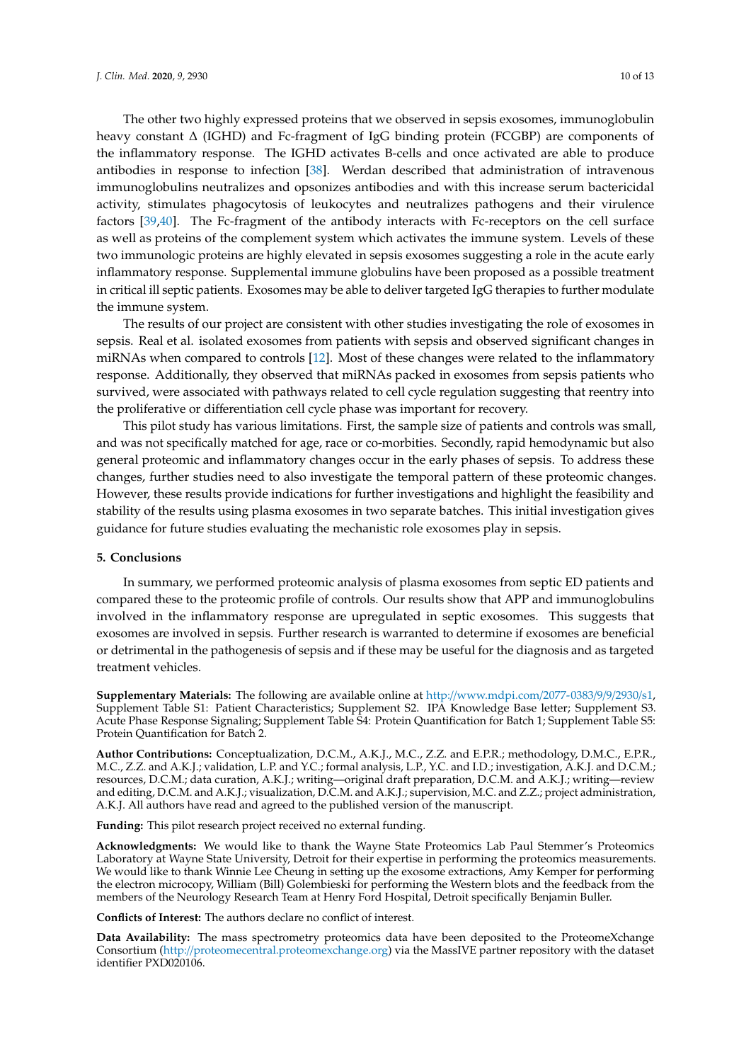The other two highly expressed proteins that we observed in sepsis exosomes, immunoglobulin heavy constant Δ (IGHD) and Fc-fragment of IgG binding protein (FCGBP) are components of the inflammatory response. The IGHD activates B-cells and once activated are able to produce antibodies in response to infection [38]. Werdan described that administration of intravenous immunoglobulins neutralizes and opsonizes antibodies and with this increase serum bactericidal activity, stimulates phagocytosis of leukocytes and neutralizes pathogens and their virulence factors [39,40]. The Fc-fragment of the antibody interacts with Fc-receptors on the cell surface as well as proteins of the complement system which activates the immune system. Levels of these two immunologic proteins are highly elevated in sepsis exosomes suggesting a role in the acute early inflammatory response. Supplemental immune globulins have been proposed as a possible treatment in critical ill septic patients. Exosomes may be able to deliver targeted IgG therapies to further modulate the immune system.

The results of our project are consistent with other studies investigating the role of exosomes in sepsis. Real et al. isolated exosomes from patients with sepsis and observed significant changes in miRNAs when compared to controls [12]. Most of these changes were related to the inflammatory response. Additionally, they observed that miRNAs packed in exosomes from sepsis patients who survived, were associated with pathways related to cell cycle regulation suggesting that reentry into the proliferative or differentiation cell cycle phase was important for recovery.

This pilot study has various limitations. First, the sample size of patients and controls was small, and was not specifically matched for age, race or co-morbities. Secondly, rapid hemodynamic but also general proteomic and inflammatory changes occur in the early phases of sepsis. To address these changes, further studies need to also investigate the temporal pattern of these proteomic changes. However, these results provide indications for further investigations and highlight the feasibility and stability of the results using plasma exosomes in two separate batches. This initial investigation gives guidance for future studies evaluating the mechanistic role exosomes play in sepsis.

## 5. Conclusions

In summary, we performed proteomic analysis of plasma exosomes from septic ED patients and compared these to the proteomic profile of controls. Our results show that APP and immunoglobulins involved in the inflammatory response are upregulated in septic exosomes. This suggests that exosomes are involved in sepsis. Further research is warranted to determine if exosomes are beneficial or detrimental in the pathogenesis of sepsis and if these may be useful for the diagnosis and as targeted treatment vehicles.

**Supplementary Materials:** The following are available online at http://www.mdpi.com/2077-0383/9/9/2930/s1, Supplement Table S1: Patient Characteristics; Supplement S2. IPA Knowledge Base letter; Supplement S3. Acute Phase Response Signaling; Supplement Table S4: Protein Quantification for Batch 1; Supplement Table S5: Protein Quantification for Batch 2.

**Author Contributions:** Conceptualization, D.C.M., A.K.J., M.C., Z.Z. and E.P.R.; methodology, D.M.C., E.P.R., M.C., Z.Z. and A.K.J.; validation, L.P. and Y.C.; formal analysis, L.P., Y.C. and I.D.; investigation, A.K.J. and D.C.M.; resources, D.C.M.; data curation, A.K.J.; writing—original draft preparation, D.C.M. and A.K.J.; writing—review and editing, D.C.M. and A.K.J.; visualization, D.C.M. and A.K.J.; supervision, M.C. and Z.Z.; project administration, A.K.J. All authors have read and agreed to the published version of the manuscript.

**Funding:** This pilot research project received no external funding.

**Acknowledgments:** We would like to thank the Wayne State Proteomics Lab Paul Stemmer's Proteomics Laboratory at Wayne State University, Detroit for their expertise in performing the proteomics measurements. We would like to thank Winnie Lee Cheung in setting up the exosome extractions, Amy Kemper for performing the electron microcopy, William (Bill) Golembieski for performing the Western blots and the feedback from the members of the Neurology Research Team at Henry Ford Hospital, Detroit specifically Benjamin Buller.

**Conflicts of Interest:** The authors declare no conflict of interest.

**Data Availability:** The mass spectrometry proteomics data have been deposited to the ProteomeXchange Consortium (http://proteomecentral.proteomexchange.org) via the MassIVE partner repository with the dataset identifier PXD020106.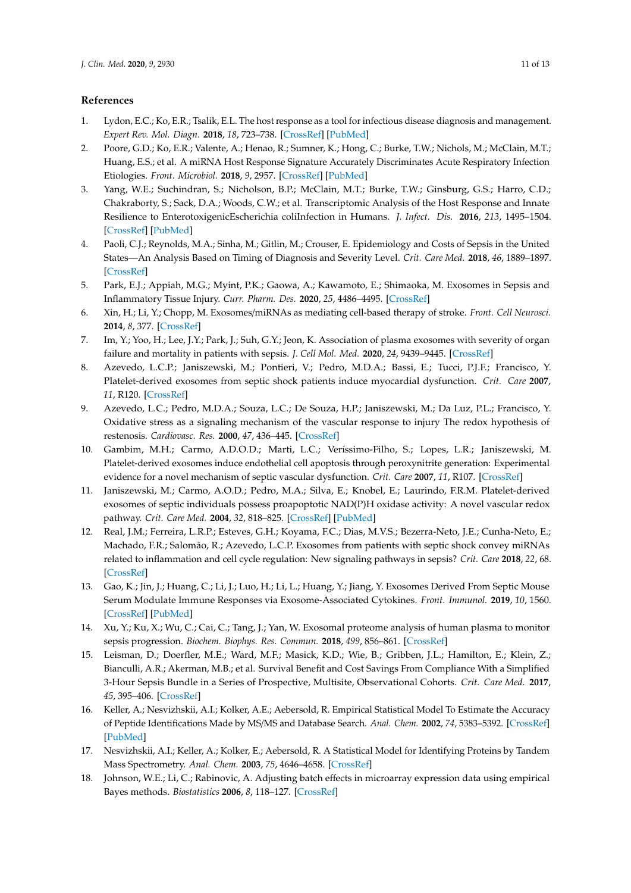## References

1. Lydon, E.C.; Ko, E.R.; Tsalik, E.L. The host response as a tool for infectious disease diagnosis and management. *Expert Rev. Mol. Diagn.* **2018**, *18*, 723–738. [CrossRef] [PubMed]
2. Poore, G.D.; Ko, E.R.; Valente, A.; Henao, R.; Sumner, K.; Hong, C.; Burke, T.W.; Nichols, M.; McClain, M.T.; Huang, E.S.; et al. A miRNA Host Response Signature Accurately Discriminates Acute Respiratory Infection Etiologies. *Front. Microbiol.* **2018**, *9*, 2957. [CrossRef] [PubMed]
3. Yang, W.E.; Suchindran, S.; Nicholson, B.P.; McClain, M.T.; Burke, T.W.; Ginsburg, G.S.; Harro, C.D.; Chakraborty, S.; Sack, D.A.; Woods, C.W.; et al. Transcriptomic Analysis of the Host Response and Innate Resilience to EnterotoxigenicEscherichia coliInfection in Humans. *J. Infect. Dis.* **2016**, *213*, 1495–1504. [CrossRef] [PubMed]
4. Paoli, C.J.; Reynolds, M.A.; Sinha, M.; Gitlin, M.; Crouser, E. Epidemiology and Costs of Sepsis in the United States—An Analysis Based on Timing of Diagnosis and Severity Level. *Crit. Care Med.* **2018**, *46*, 1889–1897. [CrossRef]
5. Park, E.J.; Appiah, M.G.; Myint, P.K.; Gaowa, A.; Kawamoto, E.; Shimaoka, M. Exosomes in Sepsis and Inflammatory Tissue Injury. *Curr. Pharm. Des.* **2020**, *25*, 4486–4495. [CrossRef]
6. Xin, H.; Li, Y.; Chopp, M. Exosomes/miRNAs as mediating cell-based therapy of stroke. *Front. Cell Neurosci.* **2014**, *8*, 377. [CrossRef]
7. Im, Y.; Yoo, H.; Lee, J.Y.; Park, J.; Suh, G.Y.; Jeon, K. Association of plasma exosomes with severity of organ failure and mortality in patients with sepsis. *J. Cell Mol. Med.* **2020**, *24*, 9439–9445. [CrossRef]
8. Azevedo, L.C.P.; Janiszewski, M.; Pontieri, V.; Pedro, M.D.A.; Bassi, E.; Tucci, P.J.F.; Francisco, Y. Platelet-derived exosomes from septic shock patients induce myocardial dysfunction. *Crit. Care* **2007**, *11*, R120. [CrossRef]
9. Azevedo, L.C.; Pedro, M.D.A.; Souza, L.C.; De Souza, H.P.; Janiszewski, M.; Da Luz, P.L.; Francisco, Y. Oxidative stress as a signaling mechanism of the vascular response to injury The redox hypothesis of restenosis. *Cardiovasc. Res.* **2000**, *47*, 436–445. [CrossRef]
10. Gambim, M.H.; Carmo, A.D.O.D.; Marti, L.C.; Veríssimo-Filho, S.; Lopes, L.R.; Janiszewski, M. Platelet-derived exosomes induce endothelial cell apoptosis through peroxynitrite generation: Experimental evidence for a novel mechanism of septic vascular dysfunction. *Crit. Care* **2007**, *11*, R107. [CrossRef]
11. Janiszewski, M.; Carmo, A.O.D.; Pedro, M.A.; Silva, E.; Knobel, E.; Laurindo, F.R.M. Platelet-derived exosomes of septic individuals possess proapoptotic NAD(P)H oxidase activity: A novel vascular redox pathway. *Crit. Care Med.* **2004**, *32*, 818–825. [CrossRef] [PubMed]
12. Real, J.M.; Ferreira, L.R.P.; Esteves, G.H.; Koyama, F.C.; Dias, M.V.S.; Bezerra-Neto, J.E.; Cunha-Neto, E.; Machado, F.R.; Salomão, R.; Azevedo, L.C.P. Exosomes from patients with septic shock convey miRNAs related to inflammation and cell cycle regulation: New signaling pathways in sepsis? *Crit. Care* **2018**, *22*, 68. [CrossRef]
13. Gao, K.; Jin, J.; Huang, C.; Li, J.; Luo, H.; Li, L.; Huang, Y.; Jiang, Y. Exosomes Derived From Septic Mouse Serum Modulate Immune Responses via Exosome-Associated Cytokines. *Front. Immunol.* **2019**, *10*, 1560. [CrossRef] [PubMed]
14. Xu, Y.; Ku, X.; Wu, C.; Cai, C.; Tang, J.; Yan, W. Exosomal proteome analysis of human plasma to monitor sepsis progression. *Biochem. Biophys. Res. Commun.* **2018**, *499*, 856–861. [CrossRef]
15. Leisman, D.; Doerfler, M.E.; Ward, M.F.; Masick, K.D.; Wie, B.; Gribben, J.L.; Hamilton, E.; Klein, Z.; Bianculli, A.R.; Akerman, M.B.; et al. Survival Benefit and Cost Savings From Compliance With a Simplified 3-Hour Sepsis Bundle in a Series of Prospective, Multisite, Observational Cohorts. *Crit. Care Med.* **2017**, *45*, 395–406. [CrossRef]
16. Keller, A.; Nesvizhskii, A.I.; Kolker, A.E.; Aebersold, R. Empirical Statistical Model To Estimate the Accuracy of Peptide Identifications Made by MS/MS and Database Search. *Anal. Chem.* **2002**, *74*, 5383–5392. [CrossRef] [PubMed]
17. Nesvizhskii, A.I.; Keller, A.; Kolker, E.; Aebersold, R. A Statistical Model for Identifying Proteins by Tandem Mass Spectrometry. *Anal. Chem.* **2003**, *75*, 4646–4658. [CrossRef]
18. Johnson, W.E.; Li, C.; Rabinovic, A. Adjusting batch effects in microarray expression data using empirical Bayes methods. *Biostatistics* **2006**, *8*, 118–127. [CrossRef]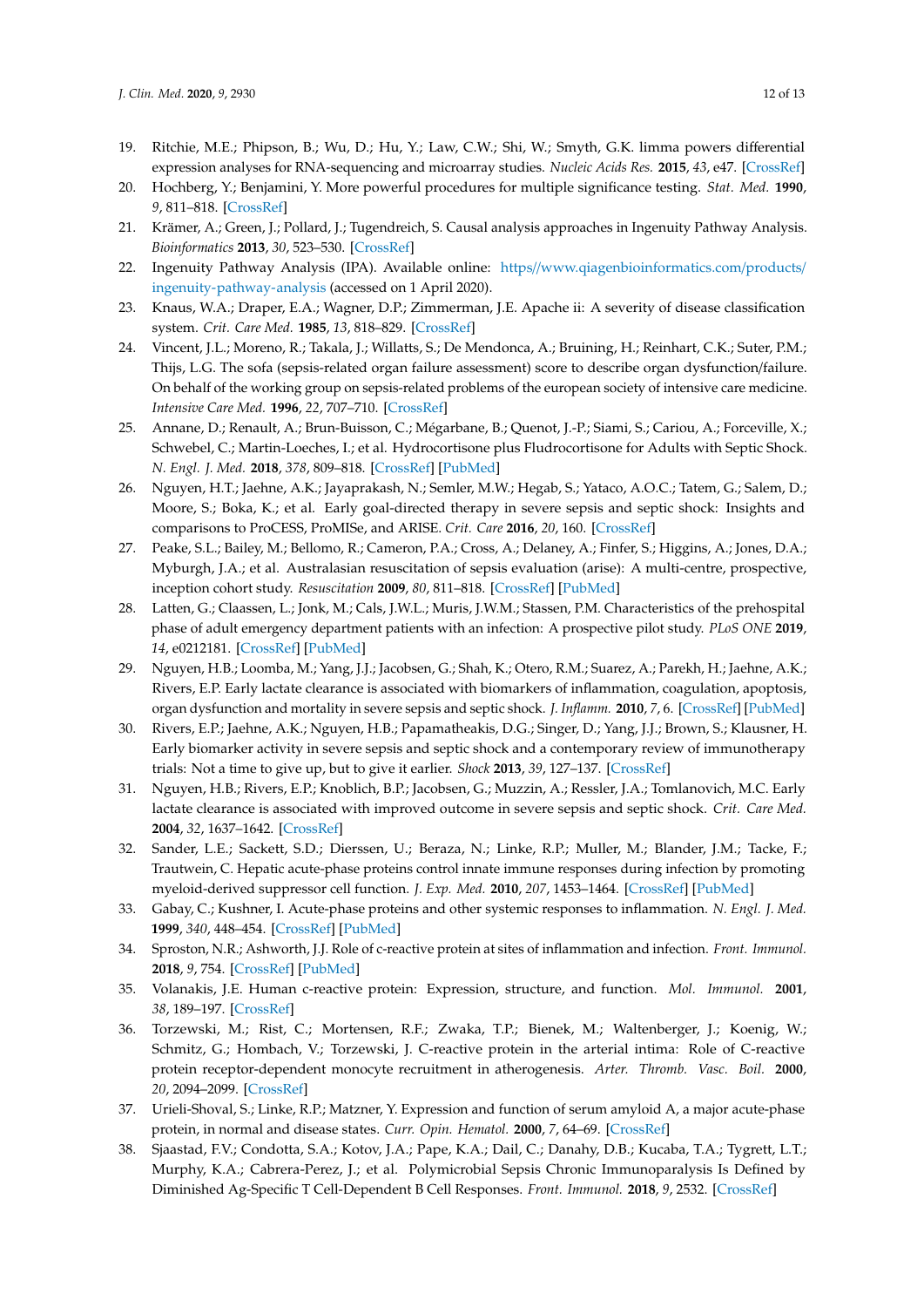19. Ritchie, M.E.; Phipson, B.; Wu, D.; Hu, Y.; Law, C.W.; Shi, W.; Smyth, G.K. limma powers differential expression analyses for RNA-sequencing and microarray studies. *Nucleic Acids Res.* **2015**, *43*, e47. [CrossRef]
20. Hochberg, Y.; Benjamini, Y. More powerful procedures for multiple significance testing. *Stat. Med.* **1990**, *9*, 811–818. [CrossRef]
21. Krämer, A.; Green, J.; Pollard, J.; Tugendreich, S. Causal analysis approaches in Ingenuity Pathway Analysis. *Bioinformatics* **2013**, *30*, 523–530. [CrossRef]
22. Ingenuity Pathway Analysis (IPA). Available online: https//www.qiagenbioinformatics.com/products/ingenuity-pathway-analysis (accessed on 1 April 2020).
23. Knaus, W.A.; Draper, E.A.; Wagner, D.P.; Zimmerman, J.E. Apache ii: A severity of disease classification system. *Crit. Care Med.* **1985**, *13*, 818–829. [CrossRef]
24. Vincent, J.L.; Moreno, R.; Takala, J.; Willatts, S.; De Mendonca, A.; Bruining, H.; Reinhart, C.K.; Suter, P.M.; Thijs, L.G. The sofa (sepsis-related organ failure assessment) score to describe organ dysfunction/failure. On behalf of the working group on sepsis-related problems of the european society of intensive care medicine. *Intensive Care Med.* **1996**, *22*, 707–710. [CrossRef]
25. Annane, D.; Renault, A.; Brun-Buisson, C.; Mégarbane, B.; Quenot, J.-P.; Siami, S.; Cariou, A.; Forceville, X.; Schwebel, C.; Martin-Loeches, I.; et al. Hydrocortisone plus Fludrocortisone for Adults with Septic Shock. *N. Engl. J. Med.* **2018**, *378*, 809–818. [CrossRef] [PubMed]
26. Nguyen, H.T.; Jaehne, A.K.; Jayaprakash, N.; Semler, M.W.; Hegab, S.; Yataco, A.O.C.; Tatem, G.; Salem, D.; Moore, S.; Boka, K.; et al. Early goal-directed therapy in severe sepsis and septic shock: Insights and comparisons to ProCESS, ProMISe, and ARISE. *Crit. Care* **2016**, *20*, 160. [CrossRef]
27. Peake, S.L.; Bailey, M.; Bellomo, R.; Cameron, P.A.; Cross, A.; Delaney, A.; Finfer, S.; Higgins, A.; Jones, D.A.; Myburgh, J.A.; et al. Australasian resuscitation of sepsis evaluation (arise): A multi-centre, prospective, inception cohort study. *Resuscitation* **2009**, *80*, 811–818. [CrossRef] [PubMed]
28. Latten, G.; Claassen, L.; Jonk, M.; Cals, J.W.L.; Muris, J.W.M.; Stassen, P.M. Characteristics of the prehospital phase of adult emergency department patients with an infection: A prospective pilot study. *PLoS ONE* **2019**, *14*, e0212181. [CrossRef] [PubMed]
29. Nguyen, H.B.; Loomba, M.; Yang, J.J.; Jacobsen, G.; Shah, K.; Otero, R.M.; Suarez, A.; Parekh, H.; Jaehne, A.K.; Rivers, E.P. Early lactate clearance is associated with biomarkers of inflammation, coagulation, apoptosis, organ dysfunction and mortality in severe sepsis and septic shock. *J. Inflamm.* **2010**, *7*, 6. [CrossRef] [PubMed]
30. Rivers, E.P.; Jaehne, A.K.; Nguyen, H.B.; Papamatheakis, D.G.; Singer, D.; Yang, J.J.; Brown, S.; Klausner, H. Early biomarker activity in severe sepsis and septic shock and a contemporary review of immunotherapy trials: Not a time to give up, but to give it earlier. *Shock* **2013**, *39*, 127–137. [CrossRef]
31. Nguyen, H.B.; Rivers, E.P.; Knoblich, B.P.; Jacobsen, G.; Muzzin, A.; Ressler, J.A.; Tomlanovich, M.C. Early lactate clearance is associated with improved outcome in severe sepsis and septic shock. *Crit. Care Med.* **2004**, *32*, 1637–1642. [CrossRef]
32. Sander, L.E.; Sackett, S.D.; Dierssen, U.; Beraza, N.; Linke, R.P.; Muller, M.; Blander, J.M.; Tacke, F.; Trautwein, C. Hepatic acute-phase proteins control innate immune responses during infection by promoting myeloid-derived suppressor cell function. *J. Exp. Med.* **2010**, *207*, 1453–1464. [CrossRef] [PubMed]
33. Gabay, C.; Kushner, I. Acute-phase proteins and other systemic responses to inflammation. *N. Engl. J. Med.* **1999**, *340*, 448–454. [CrossRef] [PubMed]
34. Sproston, N.R.; Ashworth, J.J. Role of c-reactive protein at sites of inflammation and infection. *Front. Immunol.* **2018**, *9*, 754. [CrossRef] [PubMed]
35. Volanakis, J.E. Human c-reactive protein: Expression, structure, and function. *Mol. Immunol.* **2001**, *38*, 189–197. [CrossRef]
36. Torzewski, M.; Rist, C.; Mortensen, R.F.; Zwaka, T.P.; Bienek, M.; Waltenberger, J.; Koenig, W.; Schmitz, G.; Hombach, V.; Torzewski, J. C-reactive protein in the arterial intima: Role of C-reactive protein receptor-dependent monocyte recruitment in atherogenesis. *Arter. Thromb. Vasc. Boil.* **2000**, *20*, 2094–2099. [CrossRef]
37. Urieli-Shoval, S.; Linke, R.P.; Matzner, Y. Expression and function of serum amyloid A, a major acute-phase protein, in normal and disease states. *Curr. Opin. Hematol.* **2000**, *7*, 64–69. [CrossRef]
38. Sjaastad, F.V.; Condotta, S.A.; Kotov, J.A.; Pape, K.A.; Dail, C.; Danahy, D.B.; Kucaba, T.A.; Tygrett, L.T.; Murphy, K.A.; Cabrera-Perez, J.; et al. Polymicrobial Sepsis Chronic Immunoparalysis Is Defined by Diminished Ag-Specific T Cell-Dependent B Cell Responses. *Front. Immunol.* **2018**, *9*, 2532. [CrossRef]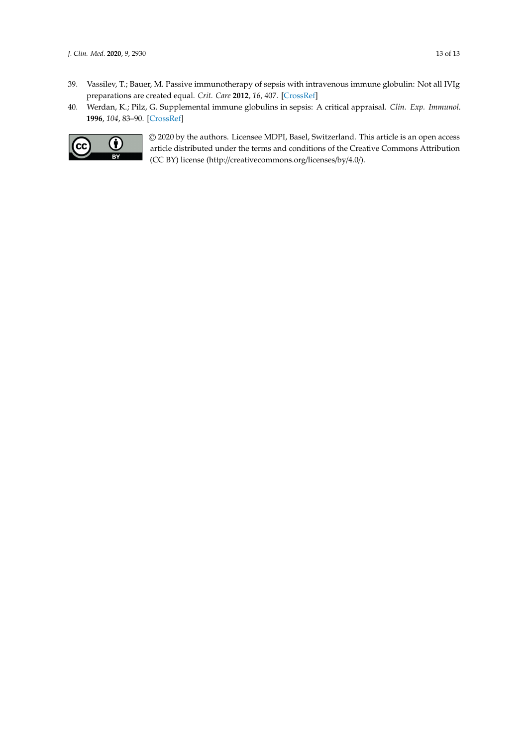39. Vassilev, T.; Bauer, M. Passive immunotherapy of sepsis with intravenous immune globulin: Not all IVIg preparations are created equal. *Crit. Care* **2012**, *16*, 407. [CrossRef]
40. Werdan, K.; Pilz, G. Supplemental immune globulins in sepsis: A critical appraisal. *Clin. Exp. Immunol.* **1996**, *104*, 83–90. [CrossRef]

© 2020 by the authors. Licensee MDPI, Basel, Switzerland. This article is an open access article distributed under the terms and conditions of the Creative Commons Attribution (CC BY) license (http://creativecommons.org/licenses/by/4.0/).